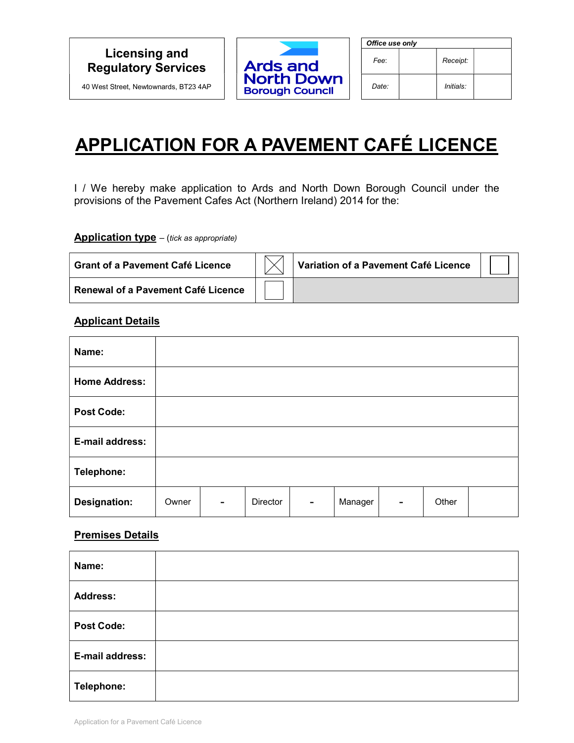| Licensing and Regulatory Services |
|---|
| 40 West Street, Newtownards, BT23 4AP |

Ards and North Down Borough Council

| *Office use only* | | | |
|---|---|---|---|
| *Fee:* | | *Receipt:* | |
| *Date:* | | *Initials:* | |

# APPLICATION FOR A PAVEMENT CAFÉ LICENCE

I / We hereby make application to Ards and North Down Borough Council under the provisions of the Pavement Cafes Act (Northern Ireland) 2014 for the:

**Application type** – (*tick as appropriate*)

| | | | |
|---|---|---|---|
| **Grant of a Pavement Café Licence** | ☒ | **Variation of a Pavement Café Licence** | ☐ |
| **Renewal of a Pavement Café Licence** | ☐ | | |

**Applicant Details**

| | | | | | | | |
|---|---|---|---|---|---|---|---|
| **Name:** | | | | | | | |
| **Home Address:** | | | | | | | |
| **Post Code:** | | | | | | | |
| **E-mail address:** | | | | | | | |
| **Telephone:** | | | | | | | |
| **Designation:** | Owner | - | Director | - | Manager | - | Other |

**Premises Details**

| | |
|---|---|
| **Name:** | |
| **Address:** | |
| **Post Code:** | |
| **E-mail address:** | |
| **Telephone:** | |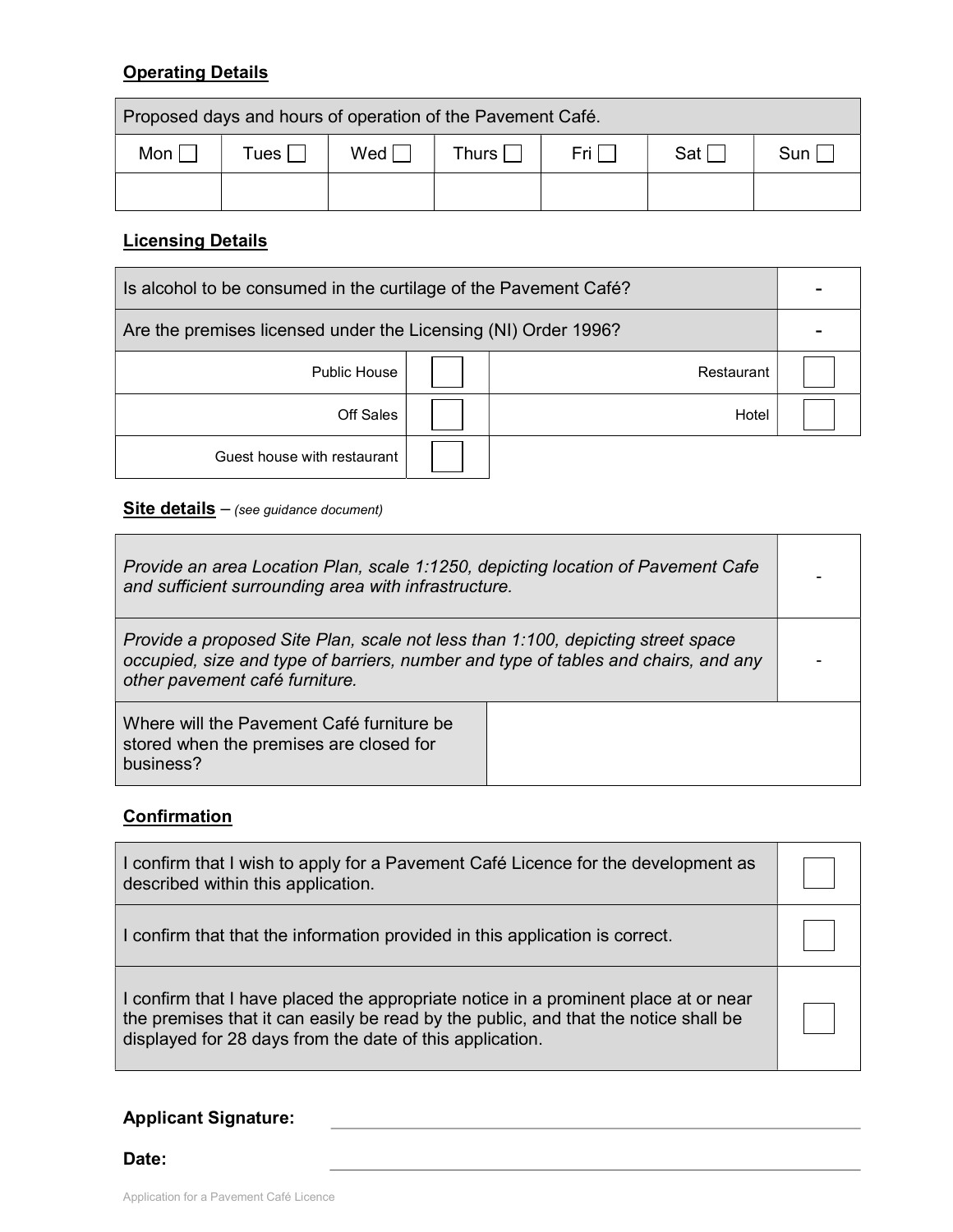**Operating Details**

| Proposed days and hours of operation of the Pavement Café. | | | | | | |
|---|---|---|---|---|---|---|
| Mon ☐ | Tues ☐ | Wed ☐ | Thurs ☐ | Fri ☐ | Sat ☐ | Sun ☐ |
| | | | | | | |

**Licensing Details**

| | | | |
|---|---|---|---|
| Is alcohol to be consumed in the curtilage of the Pavement Café? | | | - |
| Are the premises licensed under the Licensing (NI) Order 1996? | | | - |
| Public House | ☐ | Restaurant | ☐ |
| Off Sales | ☐ | Hotel | ☐ |
| Guest house with restaurant | ☐ | | |

**Site details** – *(see guidance document)*

| | |
|---|---|
| *Provide an area Location Plan, scale 1:1250, depicting location of Pavement Cafe and sufficient surrounding area with infrastructure.* | - |
| *Provide a proposed Site Plan, scale not less than 1:100, depicting street space occupied, size and type of barriers, number and type of tables and chairs, and any other pavement café furniture.* | - |
| Where will the Pavement Café furniture be stored when the premises are closed for business? | |

**Confirmation**

| | |
|---|---|
| I confirm that I wish to apply for a Pavement Café Licence for the development as described within this application. | ☐ |
| I confirm that that the information provided in this application is correct. | ☐ |
| I confirm that I have placed the appropriate notice in a prominent place at or near the premises that it can easily be read by the public, and that the notice shall be displayed for 28 days from the date of this application. | ☐ |

**Applicant Signature:** \_\_\_\_\_\_\_\_\_\_\_\_\_\_\_\_\_\_\_\_

**Date:** \_\_\_\_\_\_\_\_\_\_\_\_\_\_\_\_\_\_\_\_